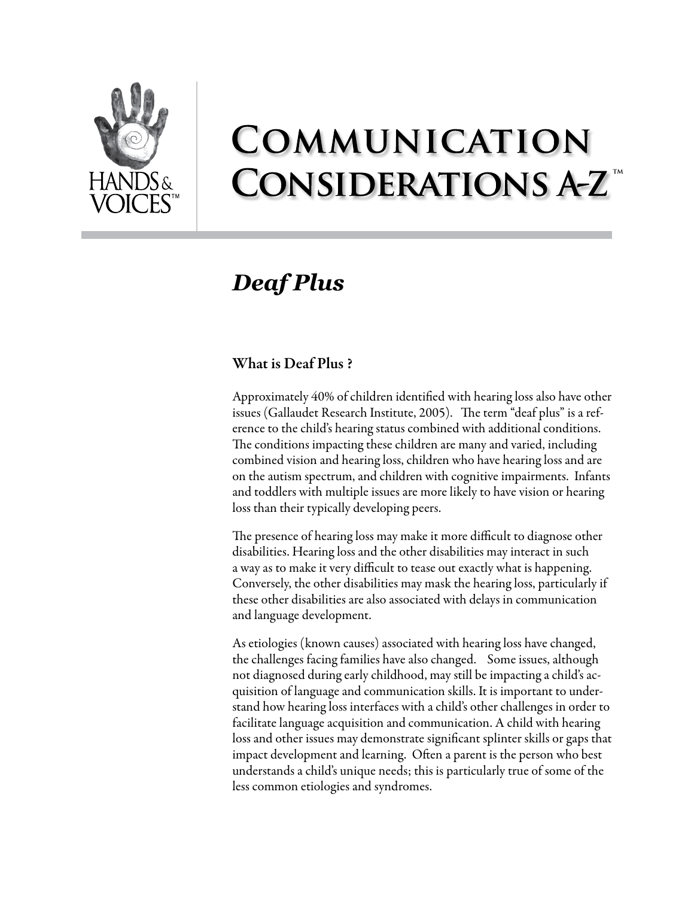HANDS & VOICES™

# Communication Considerations A-Z™

## *Deaf Plus*

### What is Deaf Plus ?

Approximately 40% of children identified with hearing loss also have other issues (Gallaudet Research Institute, 2005). The term "deaf plus" is a reference to the child's hearing status combined with additional conditions. The conditions impacting these children are many and varied, including combined vision and hearing loss, children who have hearing loss and are on the autism spectrum, and children with cognitive impairments. Infants and toddlers with multiple issues are more likely to have vision or hearing loss than their typically developing peers.

The presence of hearing loss may make it more difficult to diagnose other disabilities. Hearing loss and the other disabilities may interact in such a way as to make it very difficult to tease out exactly what is happening. Conversely, the other disabilities may mask the hearing loss, particularly if these other disabilities are also associated with delays in communication and language development.

As etiologies (known causes) associated with hearing loss have changed, the challenges facing families have also changed. Some issues, although not diagnosed during early childhood, may still be impacting a child's acquisition of language and communication skills. It is important to understand how hearing loss interfaces with a child's other challenges in order to facilitate language acquisition and communication. A child with hearing loss and other issues may demonstrate significant splinter skills or gaps that impact development and learning. Often a parent is the person who best understands a child's unique needs; this is particularly true of some of the less common etiologies and syndromes.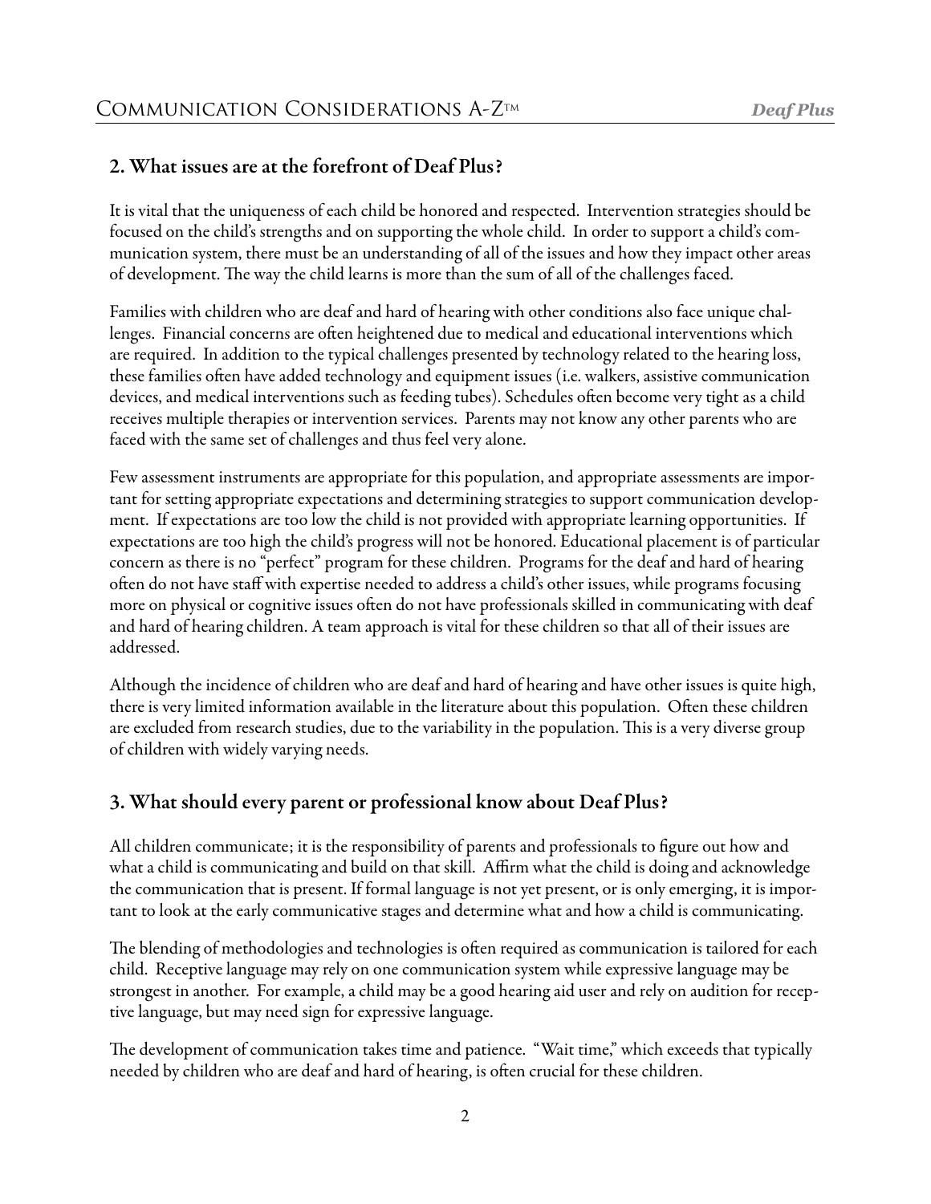## 2. What issues are at the forefront of Deaf Plus?

It is vital that the uniqueness of each child be honored and respected. Intervention strategies should be focused on the child's strengths and on supporting the whole child. In order to support a child's communication system, there must be an understanding of all of the issues and how they impact other areas of development. The way the child learns is more than the sum of all of the challenges faced.

Families with children who are deaf and hard of hearing with other conditions also face unique challenges. Financial concerns are often heightened due to medical and educational interventions which are required. In addition to the typical challenges presented by technology related to the hearing loss, these families often have added technology and equipment issues (i.e. walkers, assistive communication devices, and medical interventions such as feeding tubes). Schedules often become very tight as a child receives multiple therapies or intervention services. Parents may not know any other parents who are faced with the same set of challenges and thus feel very alone.

Few assessment instruments are appropriate for this population, and appropriate assessments are important for setting appropriate expectations and determining strategies to support communication development. If expectations are too low the child is not provided with appropriate learning opportunities. If expectations are too high the child's progress will not be honored. Educational placement is of particular concern as there is no "perfect" program for these children. Programs for the deaf and hard of hearing often do not have staff with expertise needed to address a child's other issues, while programs focusing more on physical or cognitive issues often do not have professionals skilled in communicating with deaf and hard of hearing children. A team approach is vital for these children so that all of their issues are addressed.

Although the incidence of children who are deaf and hard of hearing and have other issues is quite high, there is very limited information available in the literature about this population. Often these children are excluded from research studies, due to the variability in the population. This is a very diverse group of children with widely varying needs.

## 3. What should every parent or professional know about Deaf Plus?

All children communicate; it is the responsibility of parents and professionals to figure out how and what a child is communicating and build on that skill. Affirm what the child is doing and acknowledge the communication that is present. If formal language is not yet present, or is only emerging, it is important to look at the early communicative stages and determine what and how a child is communicating.

The blending of methodologies and technologies is often required as communication is tailored for each child. Receptive language may rely on one communication system while expressive language may be strongest in another. For example, a child may be a good hearing aid user and rely on audition for receptive language, but may need sign for expressive language.

The development of communication takes time and patience. "Wait time," which exceeds that typically needed by children who are deaf and hard of hearing, is often crucial for these children.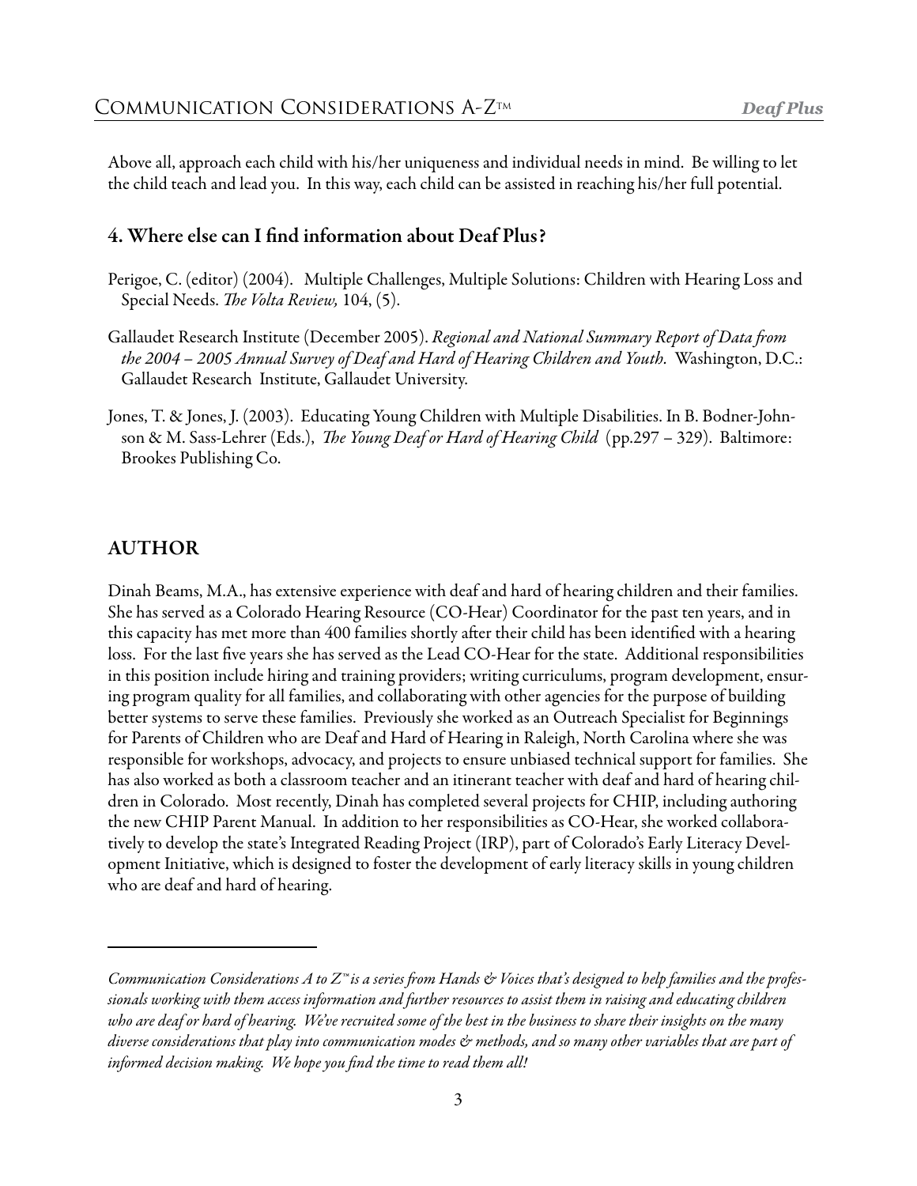Above all, approach each child with his/her uniqueness and individual needs in mind. Be willing to let the child teach and lead you. In this way, each child can be assisted in reaching his/her full potential.

## 4. Where else can I find information about Deaf Plus?

Perigoe, C. (editor) (2004). Multiple Challenges, Multiple Solutions: Children with Hearing Loss and Special Needs. *The Volta Review,* 104, (5).

Gallaudet Research Institute (December 2005). *Regional and National Summary Report of Data from the 2004 – 2005 Annual Survey of Deaf and Hard of Hearing Children and Youth.* Washington, D.C.: Gallaudet Research Institute, Gallaudet University.

Jones, T. & Jones, J. (2003). Educating Young Children with Multiple Disabilities. In B. Bodner-Johnson & M. Sass-Lehrer (Eds.), *The Young Deaf or Hard of Hearing Child* (pp.297 – 329). Baltimore: Brookes Publishing Co.

## AUTHOR

Dinah Beams, M.A., has extensive experience with deaf and hard of hearing children and their families. She has served as a Colorado Hearing Resource (CO-Hear) Coordinator for the past ten years, and in this capacity has met more than 400 families shortly after their child has been identified with a hearing loss. For the last five years she has served as the Lead CO-Hear for the state. Additional responsibilities in this position include hiring and training providers; writing curriculums, program development, ensuring program quality for all families, and collaborating with other agencies for the purpose of building better systems to serve these families. Previously she worked as an Outreach Specialist for Beginnings for Parents of Children who are Deaf and Hard of Hearing in Raleigh, North Carolina where she was responsible for workshops, advocacy, and projects to ensure unbiased technical support for families. She has also worked as both a classroom teacher and an itinerant teacher with deaf and hard of hearing children in Colorado. Most recently, Dinah has completed several projects for CHIP, including authoring the new CHIP Parent Manual. In addition to her responsibilities as CO-Hear, she worked collaboratively to develop the state's Integrated Reading Project (IRP), part of Colorado's Early Literacy Development Initiative, which is designed to foster the development of early literacy skills in young children who are deaf and hard of hearing.

---

*Communication Considerations A to Z™ is a series from Hands & Voices that's designed to help families and the professionals working with them access information and further resources to assist them in raising and educating children who are deaf or hard of hearing. We've recruited some of the best in the business to share their insights on the many diverse considerations that play into communication modes & methods, and so many other variables that are part of informed decision making. We hope you find the time to read them all!*